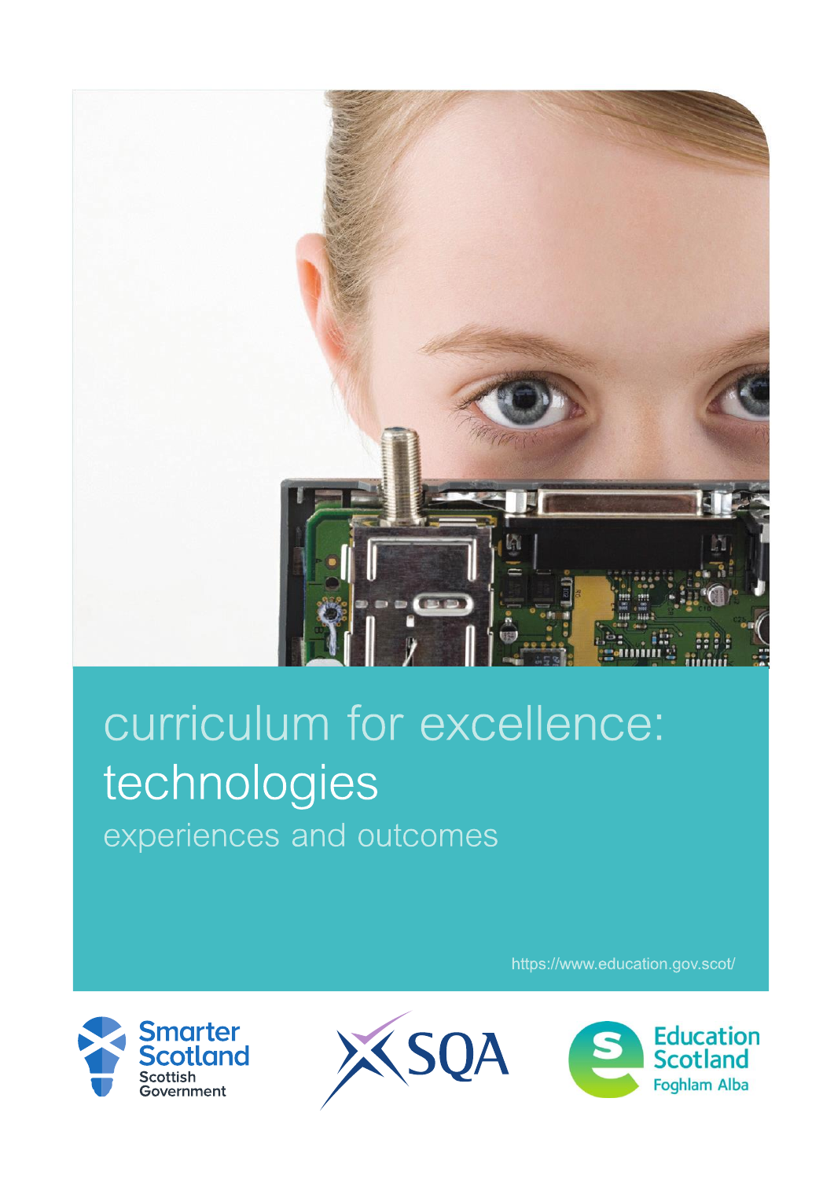# curriculum for excellence: technologies

## experiences and outcomes

https://www.education.gov.scot/

Smarter Scotland
Scottish Government

SQA

Education Scotland
Foghlam Alba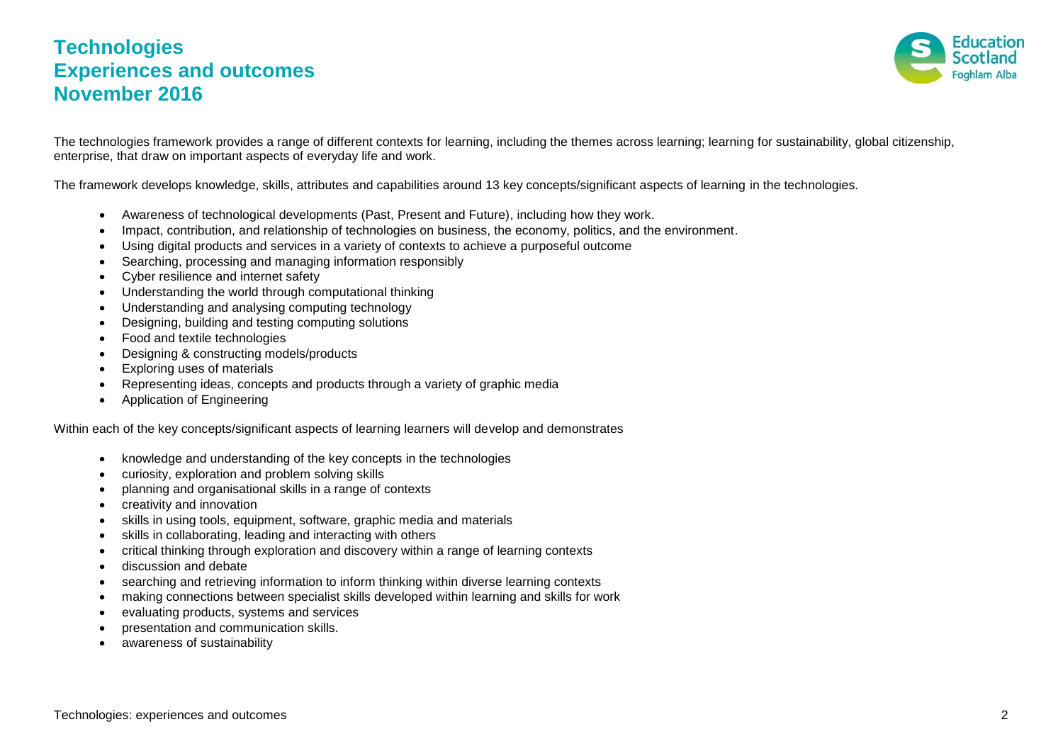# Technologies
# Experiences and outcomes
# November 2016

The technologies framework provides a range of different contexts for learning, including the themes across learning; learning for sustainability, global citizenship, enterprise, that draw on important aspects of everyday life and work.

The framework develops knowledge, skills, attributes and capabilities around 13 key concepts/significant aspects of learning in the technologies.

- Awareness of technological developments (Past, Present and Future), including how they work.
- Impact, contribution, and relationship of technologies on business, the economy, politics, and the environment.
- Using digital products and services in a variety of contexts to achieve a purposeful outcome
- Searching, processing and managing information responsibly
- Cyber resilience and internet safety
- Understanding the world through computational thinking
- Understanding and analysing computing technology
- Designing, building and testing computing solutions
- Food and textile technologies
- Designing & constructing models/products
- Exploring uses of materials
- Representing ideas, concepts and products through a variety of graphic media
- Application of Engineering

Within each of the key concepts/significant aspects of learning learners will develop and demonstrates

- knowledge and understanding of the key concepts in the technologies
- curiosity, exploration and problem solving skills
- planning and organisational skills in a range of contexts
- creativity and innovation
- skills in using tools, equipment, software, graphic media and materials
- skills in collaborating, leading and interacting with others
- critical thinking through exploration and discovery within a range of learning contexts
- discussion and debate
- searching and retrieving information to inform thinking within diverse learning contexts
- making connections between specialist skills developed within learning and skills for work
- evaluating products, systems and services
- presentation and communication skills.
- awareness of sustainability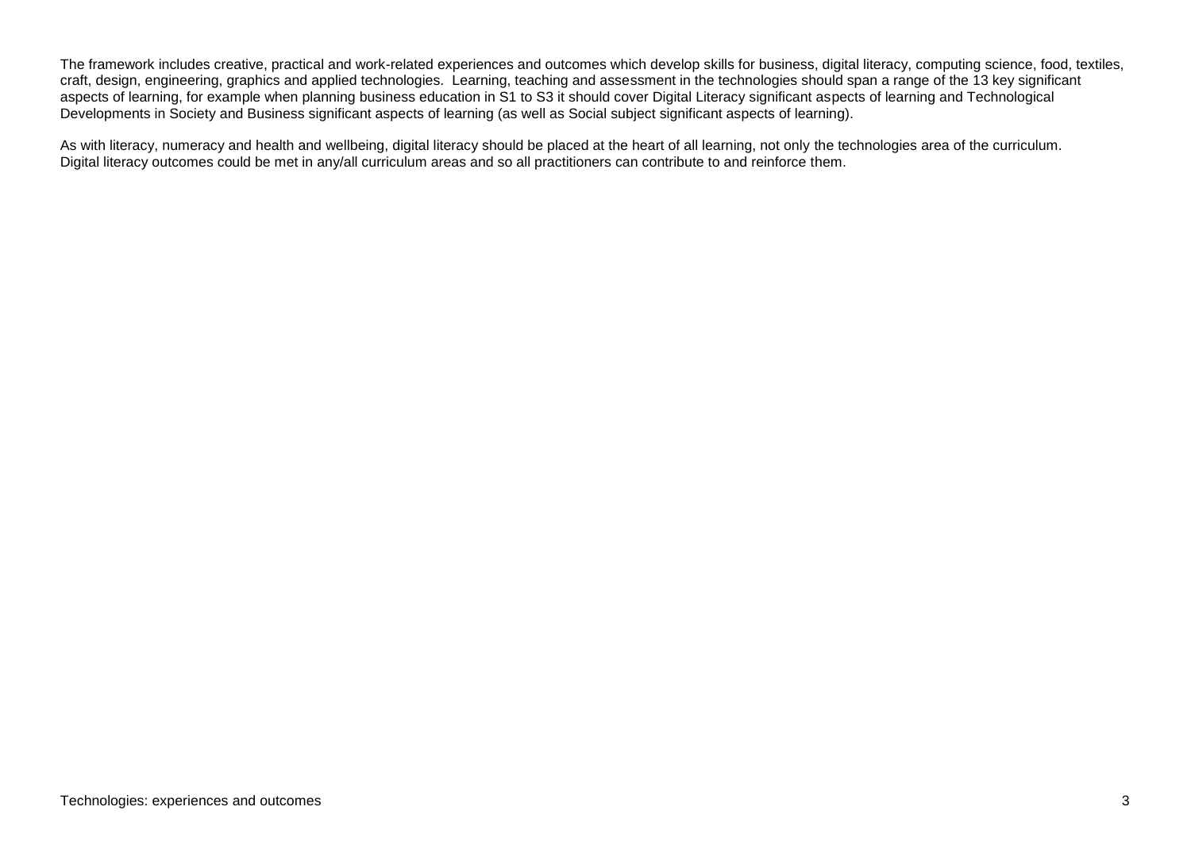The framework includes creative, practical and work-related experiences and outcomes which develop skills for business, digital literacy, computing science, food, textiles, craft, design, engineering, graphics and applied technologies. Learning, teaching and assessment in the technologies should span a range of the 13 key significant aspects of learning, for example when planning business education in S1 to S3 it should cover Digital Literacy significant aspects of learning and Technological Developments in Society and Business significant aspects of learning (as well as Social subject significant aspects of learning).

As with literacy, numeracy and health and wellbeing, digital literacy should be placed at the heart of all learning, not only the technologies area of the curriculum. Digital literacy outcomes could be met in any/all curriculum areas and so all practitioners can contribute to and reinforce them.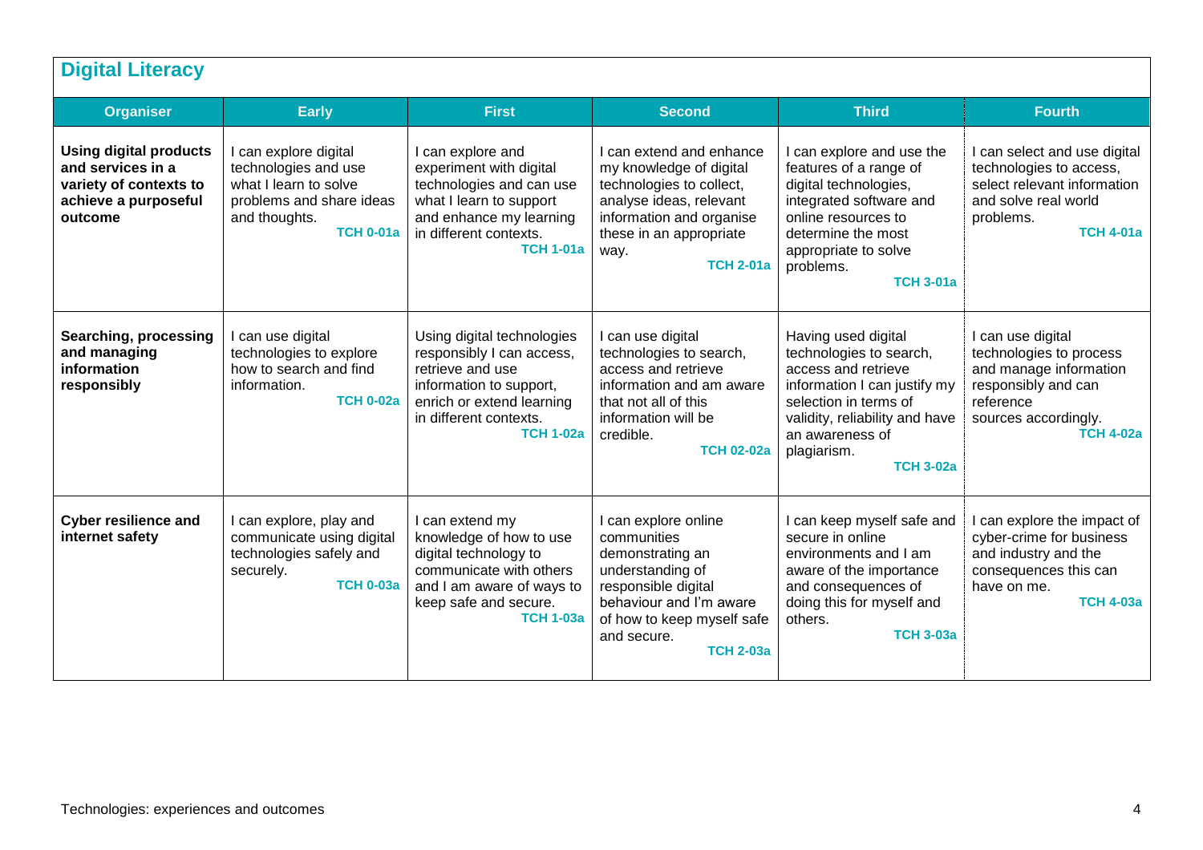## Digital Literacy

| Organiser | Early | First | Second | Third | Fourth |
|---|---|---|---|---|---|
| **Using digital products and services in a variety of contexts to achieve a purposeful outcome** | I can explore digital technologies and use what I learn to solve problems and share ideas and thoughts. **TCH 0-01a** | I can explore and experiment with digital technologies and can use what I learn to support and enhance my learning in different contexts. **TCH 1-01a** | I can extend and enhance my knowledge of digital technologies to collect, analyse ideas, relevant information and organise these in an appropriate way. **TCH 2-01a** | I can explore and use the features of a range of digital technologies, integrated software and online resources to determine the most appropriate to solve problems. **TCH 3-01a** | I can select and use digital technologies to access, select relevant information and solve real world problems. **TCH 4-01a** |
| **Searching, processing and managing information responsibly** | I can use digital technologies to explore how to search and find information. **TCH 0-02a** | Using digital technologies responsibly I can access, retrieve and use information to support, enrich or extend learning in different contexts. **TCH 1-02a** | I can use digital technologies to search, access and retrieve information and am aware that not all of this information will be credible. **TCH 02-02a** | Having used digital technologies to search, access and retrieve information I can justify my selection in terms of validity, reliability and have an awareness of plagiarism. **TCH 3-02a** | I can use digital technologies to process and manage information responsibly and can reference sources accordingly. **TCH 4-02a** |
| **Cyber resilience and internet safety** | I can explore, play and communicate using digital technologies safely and securely. **TCH 0-03a** | I can extend my knowledge of how to use digital technology to communicate with others and I am aware of ways to keep safe and secure. **TCH 1-03a** | I can explore online communities demonstrating an understanding of responsible digital behaviour and I'm aware of how to keep myself safe and secure. **TCH 2-03a** | I can keep myself safe and secure in online environments and I am aware of the importance and consequences of doing this for myself and others. **TCH 3-03a** | I can explore the impact of cyber-crime for business and industry and the consequences this can have on me. **TCH 4-03a** |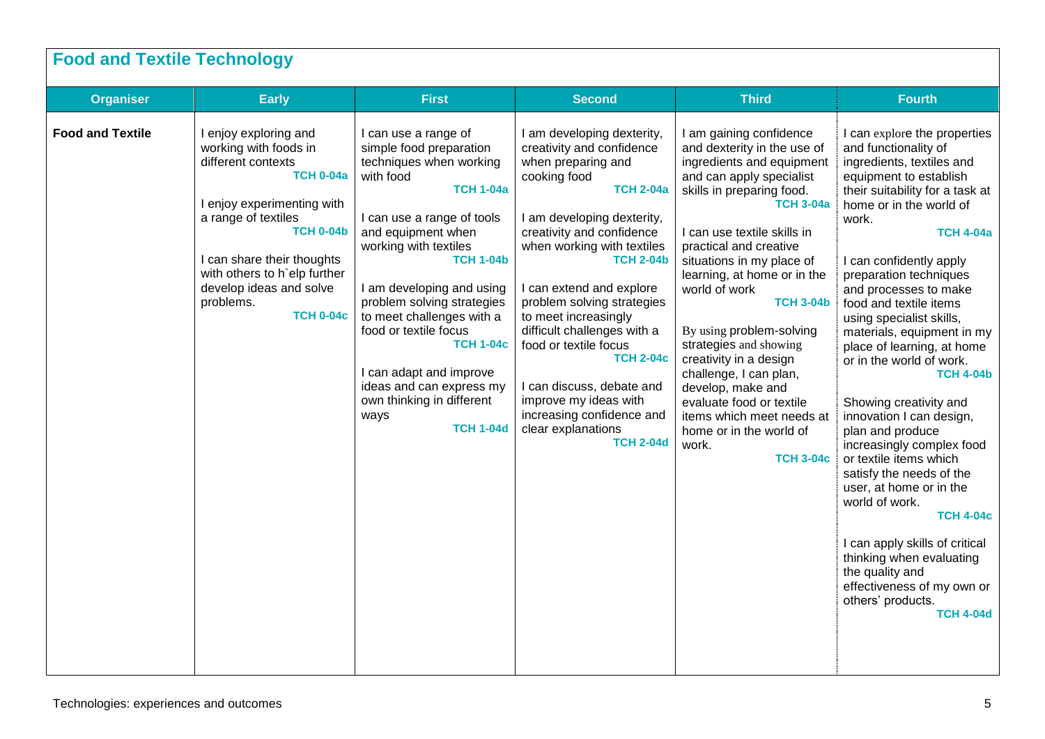## Food and Textile Technology

| Organiser | Early | First | Second | Third | Fourth |
|---|---|---|---|---|---|
| **Food and Textile** | I enjoy exploring and working with foods in different contexts **TCH 0-04a**<br><br>I enjoy experimenting with a range of textiles **TCH 0-04b**<br><br>I can share their thoughts with others to h`elp further develop ideas and solve problems. **TCH 0-04c** | I can use a range of simple food preparation techniques when working with food **TCH 1-04a**<br><br>I can use a range of tools and equipment when working with textiles **TCH 1-04b**<br><br>I am developing and using problem solving strategies to meet challenges with a food or textile focus **TCH 1-04c**<br><br>I can adapt and improve ideas and can express my own thinking in different ways **TCH 1-04d** | I am developing dexterity, creativity and confidence when preparing and cooking food **TCH 2-04a**<br><br>I am developing dexterity, creativity and confidence when working with textiles **TCH 2-04b**<br><br>I can extend and explore problem solving strategies to meet increasingly difficult challenges with a food or textile focus **TCH 2-04c**<br><br>I can discuss, debate and improve my ideas with increasing confidence and clear explanations **TCH 2-04d** | I am gaining confidence and dexterity in the use of ingredients and equipment and can apply specialist skills in preparing food. **TCH 3-04a**<br><br>I can use textile skills in practical and creative situations in my place of learning, at home or in the world of work **TCH 3-04b**<br><br>By using problem-solving strategies and showing creativity in a design challenge, I can plan, develop, make and evaluate food or textile items which meet needs at home or in the world of work. **TCH 3-04c** | I can explore the properties and functionality of ingredients, textiles and equipment to establish their suitability for a task at home or in the world of work. **TCH 4-04a**<br><br>I can confidently apply preparation techniques and processes to make food and textile items using specialist skills, materials, equipment in my place of learning, at home or in the world of work. **TCH 4-04b**<br><br>Showing creativity and innovation I can design, plan and produce increasingly complex food or textile items which satisfy the needs of the user, at home or in the world of work. **TCH 4-04c**<br><br>I can apply skills of critical thinking when evaluating the quality and effectiveness of my own or others' products. **TCH 4-04d** |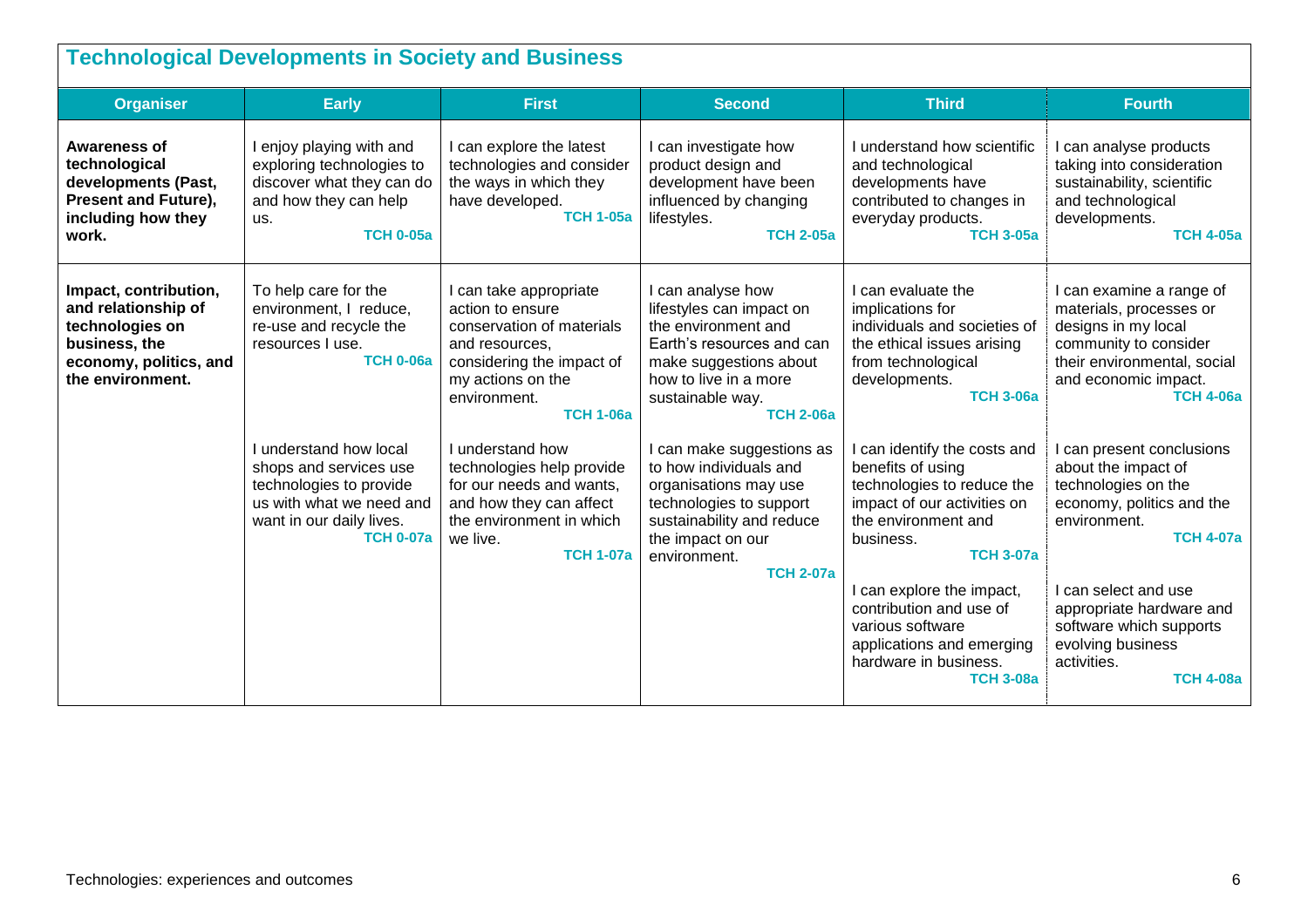## Technological Developments in Society and Business

| Organiser | Early | First | Second | Third | Fourth |
|---|---|---|---|---|---|
| **Awareness of technological developments (Past, Present and Future), including how they work.** | I enjoy playing with and exploring technologies to discover what they can do and how they can help us. **TCH 0-05a** | I can explore the latest technologies and consider the ways in which they have developed. **TCH 1-05a** | I can investigate how product design and development have been influenced by changing lifestyles. **TCH 2-05a** | I understand how scientific and technological developments have contributed to changes in everyday products. **TCH 3-05a** | I can analyse products taking into consideration sustainability, scientific and technological developments. **TCH 4-05a** |
| **Impact, contribution, and relationship of technologies on business, the economy, politics, and the environment.** | To help care for the environment, I reduce, re-use and recycle the resources I use. **TCH 0-06a** | I can take appropriate action to ensure conservation of materials and resources, considering the impact of my actions on the environment. **TCH 1-06a** | I can analyse how lifestyles can impact on the environment and Earth's resources and can make suggestions about how to live in a more sustainable way. **TCH 2-06a** | I can evaluate the implications for individuals and societies of the ethical issues arising from technological developments. **TCH 3-06a** | I can examine a range of materials, processes or designs in my local community to consider their environmental, social and economic impact. **TCH 4-06a** |
| | I understand how local shops and services use technologies to provide us with what we need and want in our daily lives. **TCH 0-07a** | I understand how technologies help provide for our needs and wants, and how they can affect the environment in which we live. **TCH 1-07a** | I can make suggestions as to how individuals and organisations may use technologies to support sustainability and reduce the impact on our environment. **TCH 2-07a** | I can identify the costs and benefits of using technologies to reduce the impact of our activities on the environment and business. **TCH 3-07a** | I can present conclusions about the impact of technologies on the economy, politics and the environment. **TCH 4-07a** |
| | | | | I can explore the impact, contribution and use of various software applications and emerging hardware in business. **TCH 3-08a** | I can select and use appropriate hardware and software which supports evolving business activities. **TCH 4-08a** |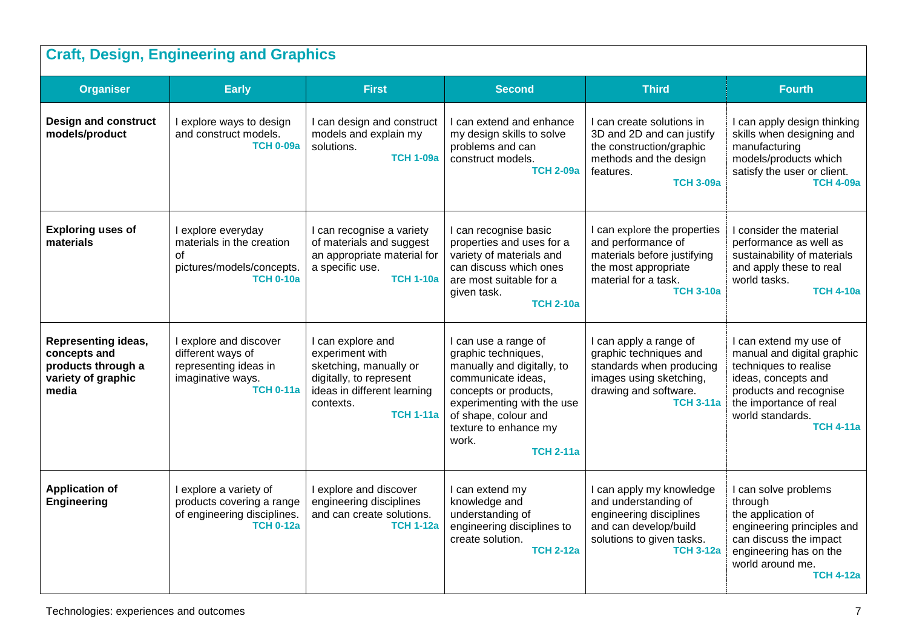## Craft, Design, Engineering and Graphics

| Organiser | Early | First | Second | Third | Fourth |
|---|---|---|---|---|---|
| **Design and construct models/product** | I explore ways to design and construct models. **TCH 0-09a** | I can design and construct models and explain my solutions. **TCH 1-09a** | I can extend and enhance my design skills to solve problems and can construct models. **TCH 2-09a** | I can create solutions in 3D and 2D and can justify the construction/graphic methods and the design features. **TCH 3-09a** | I can apply design thinking skills when designing and manufacturing models/products which satisfy the user or client. **TCH 4-09a** |
| **Exploring uses of materials** | I explore everyday materials in the creation of pictures/models/concepts. **TCH 0-10a** | I can recognise a variety of materials and suggest an appropriate material for a specific use. **TCH 1-10a** | I can recognise basic properties and uses for a variety of materials and can discuss which ones are most suitable for a given task. **TCH 2-10a** | I can explore the properties and performance of materials before justifying the most appropriate material for a task. **TCH 3-10a** | I consider the material performance as well as sustainability of materials and apply these to real world tasks. **TCH 4-10a** |
| **Representing ideas, concepts and products through a variety of graphic media** | I explore and discover different ways of representing ideas in imaginative ways. **TCH 0-11a** | I can explore and experiment with sketching, manually or digitally, to represent ideas in different learning contexts. **TCH 1-11a** | I can use a range of graphic techniques, manually and digitally, to communicate ideas, concepts or products, experimenting with the use of shape, colour and texture to enhance my work. **TCH 2-11a** | I can apply a range of graphic techniques and standards when producing images using sketching, drawing and software. **TCH 3-11a** | I can extend my use of manual and digital graphic techniques to realise ideas, concepts and products and recognise the importance of real world standards. **TCH 4-11a** |
| **Application of Engineering** | I explore a variety of products covering a range of engineering disciplines. **TCH 0-12a** | I explore and discover engineering disciplines and can create solutions. **TCH 1-12a** | I can extend my knowledge and understanding of engineering disciplines to create solution. **TCH 2-12a** | I can apply my knowledge and understanding of engineering disciplines and can develop/build solutions to given tasks. **TCH 3-12a** | I can solve problems through the application of engineering principles and can discuss the impact engineering has on the world around me. **TCH 4-12a** |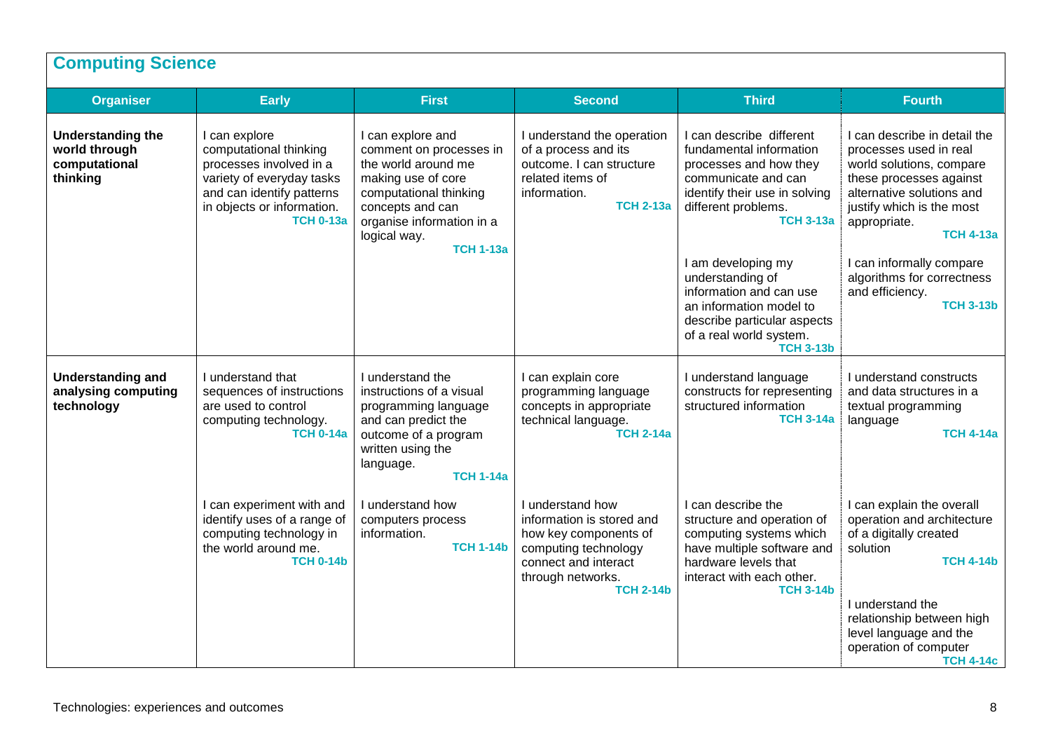## Computing Science

| Organiser | Early | First | Second | Third | Fourth |
|---|---|---|---|---|---|
| **Understanding the world through computational thinking** | I can explore computational thinking processes involved in a variety of everyday tasks and can identify patterns in objects or information. **TCH 0-13a** | I can explore and comment on processes in the world around me making use of core computational thinking concepts and can organise information in a logical way. **TCH 1-13a** | I understand the operation of a process and its outcome. I can structure related items of information. **TCH 2-13a** | I can describe different fundamental information processes and how they communicate and can identify their use in solving different problems. **TCH 3-13a** | I can describe in detail the processes used in real world solutions, compare these processes against alternative solutions and justify which is the most appropriate. **TCH 4-13a** |
| | | | | I am developing my understanding of information and can use an information model to describe particular aspects of a real world system. **TCH 3-13b** | I can informally compare algorithms for correctness and efficiency. **TCH 3-13b** |
| **Understanding and analysing computing technology** | I understand that sequences of instructions are used to control computing technology. **TCH 0-14a** | I understand the instructions of a visual programming language and can predict the outcome of a program written using the language. **TCH 1-14a** | I can explain core programming language concepts in appropriate technical language. **TCH 2-14a** | I understand language constructs for representing structured information **TCH 3-14a** | I understand constructs and data structures in a textual programming language **TCH 4-14a** |
| | I can experiment with and identify uses of a range of computing technology in the world around me. **TCH 0-14b** | I understand how computers process information. **TCH 1-14b** | I understand how information is stored and how key components of computing technology connect and interact through networks. **TCH 2-14b** | I can describe the structure and operation of computing systems which have multiple software and hardware levels that interact with each other. **TCH 3-14b** | I can explain the overall operation and architecture of a digitally created solution **TCH 4-14b** |
| | | | | | I understand the relationship between high level language and the operation of computer **TCH 4-14c** |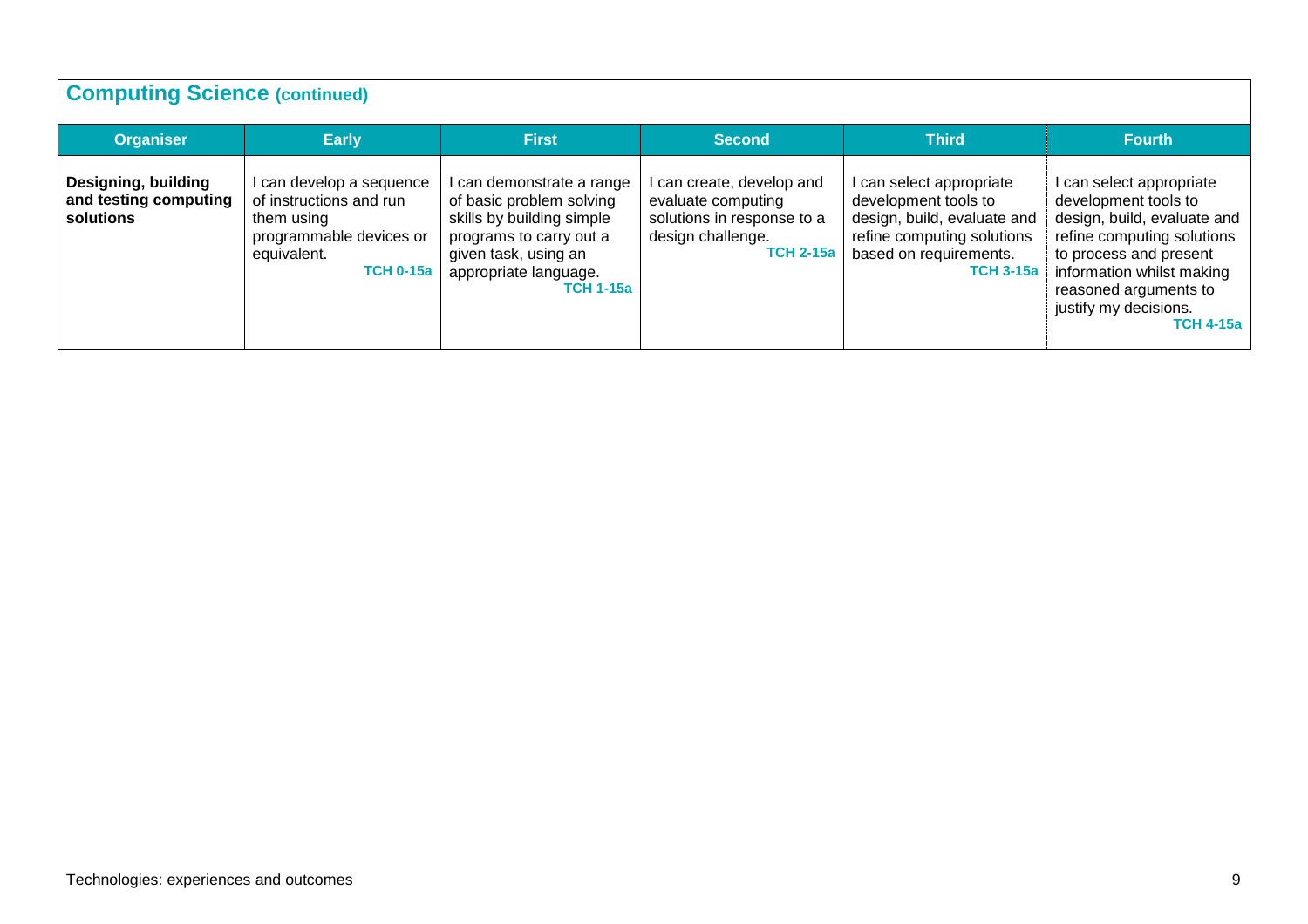## Computing Science (continued)

| Organiser | Early | First | Second | Third | Fourth |
| --- | --- | --- | --- | --- | --- |
| **Designing, building and testing computing solutions** | I can develop a sequence of instructions and run them using programmable devices or equivalent. **TCH 0-15a** | I can demonstrate a range of basic problem solving skills by building simple programs to carry out a given task, using an appropriate language. **TCH 1-15a** | I can create, develop and evaluate computing solutions in response to a design challenge. **TCH 2-15a** | I can select appropriate development tools to design, build, evaluate and refine computing solutions based on requirements. **TCH 3-15a** | I can select appropriate development tools to design, build, evaluate and refine computing solutions to process and present information whilst making reasoned arguments to justify my decisions. **TCH 4-15a** |